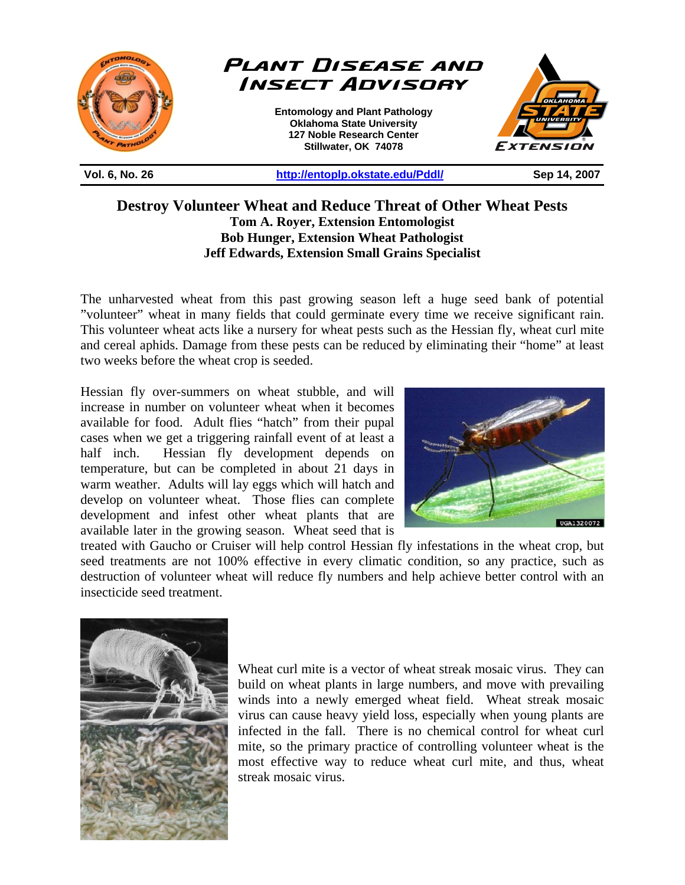# Plant Disease and Insect Advisory

**Entomology and Plant Pathology**
**Oklahoma State University**
**127 Noble Research Center**
**Stillwater, OK 74078**

**Vol. 6, No. 26** | **http://entoplp.okstate.edu/Pddl/** | **Sep 14, 2007**

## Destroy Volunteer Wheat and Reduce Threat of Other Wheat Pests

**Tom A. Royer, Extension Entomologist**
**Bob Hunger, Extension Wheat Pathologist**
**Jeff Edwards, Extension Small Grains Specialist**

The unharvested wheat from this past growing season left a huge seed bank of potential "volunteer" wheat in many fields that could germinate every time we receive significant rain. This volunteer wheat acts like a nursery for wheat pests such as the Hessian fly, wheat curl mite and cereal aphids. Damage from these pests can be reduced by eliminating their "home" at least two weeks before the wheat crop is seeded.

Hessian fly over-summers on wheat stubble, and will increase in number on volunteer wheat when it becomes available for food. Adult flies "hatch" from their pupal cases when we get a triggering rainfall event of at least a half inch. Hessian fly development depends on temperature, but can be completed in about 21 days in warm weather. Adults will lay eggs which will hatch and develop on volunteer wheat. Those flies can complete development and infest other wheat plants that are available later in the growing season. Wheat seed that is treated with Gaucho or Cruiser will help control Hessian fly infestations in the wheat crop, but seed treatments are not 100% effective in every climatic condition, so any practice, such as destruction of volunteer wheat will reduce fly numbers and help achieve better control with an insecticide seed treatment.

Wheat curl mite is a vector of wheat streak mosaic virus. They can build on wheat plants in large numbers, and move with prevailing winds into a newly emerged wheat field. Wheat streak mosaic virus can cause heavy yield loss, especially when young plants are infected in the fall. There is no chemical control for wheat curl mite, so the primary practice of controlling volunteer wheat is the most effective way to reduce wheat curl mite, and thus, wheat streak mosaic virus.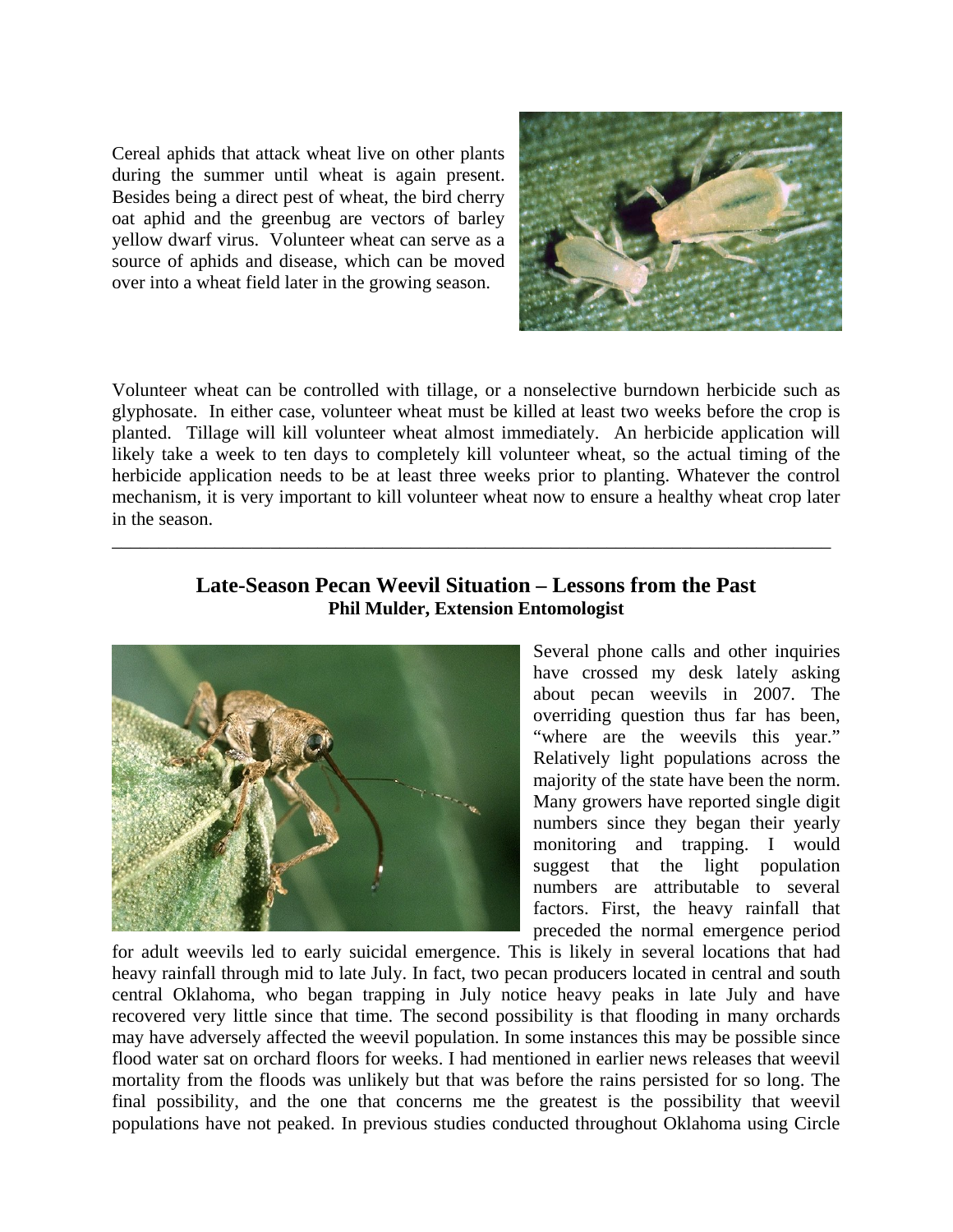Cereal aphids that attack wheat live on other plants during the summer until wheat is again present. Besides being a direct pest of wheat, the bird cherry oat aphid and the greenbug are vectors of barley yellow dwarf virus. Volunteer wheat can serve as a source of aphids and disease, which can be moved over into a wheat field later in the growing season.

Volunteer wheat can be controlled with tillage, or a nonselective burndown herbicide such as glyphosate. In either case, volunteer wheat must be killed at least two weeks before the crop is planted. Tillage will kill volunteer wheat almost immediately. An herbicide application will likely take a week to ten days to completely kill volunteer wheat, so the actual timing of the herbicide application needs to be at least three weeks prior to planting. Whatever the control mechanism, it is very important to kill volunteer wheat now to ensure a healthy wheat crop later in the season.

---

## Late-Season Pecan Weevil Situation – Lessons from the Past

**Phil Mulder, Extension Entomologist**

Several phone calls and other inquiries have crossed my desk lately asking about pecan weevils in 2007. The overriding question thus far has been, "where are the weevils this year." Relatively light populations across the majority of the state have been the norm. Many growers have reported single digit numbers since they began their yearly monitoring and trapping. I would suggest that the light population numbers are attributable to several factors. First, the heavy rainfall that preceded the normal emergence period for adult weevils led to early suicidal emergence. This is likely in several locations that had heavy rainfall through mid to late July. In fact, two pecan producers located in central and south central Oklahoma, who began trapping in July notice heavy peaks in late July and have recovered very little since that time. The second possibility is that flooding in many orchards may have adversely affected the weevil population. In some instances this may be possible since flood water sat on orchard floors for weeks. I had mentioned in earlier news releases that weevil mortality from the floods was unlikely but that was before the rains persisted for so long. The final possibility, and the one that concerns me the greatest is the possibility that weevil populations have not peaked. In previous studies conducted throughout Oklahoma using Circle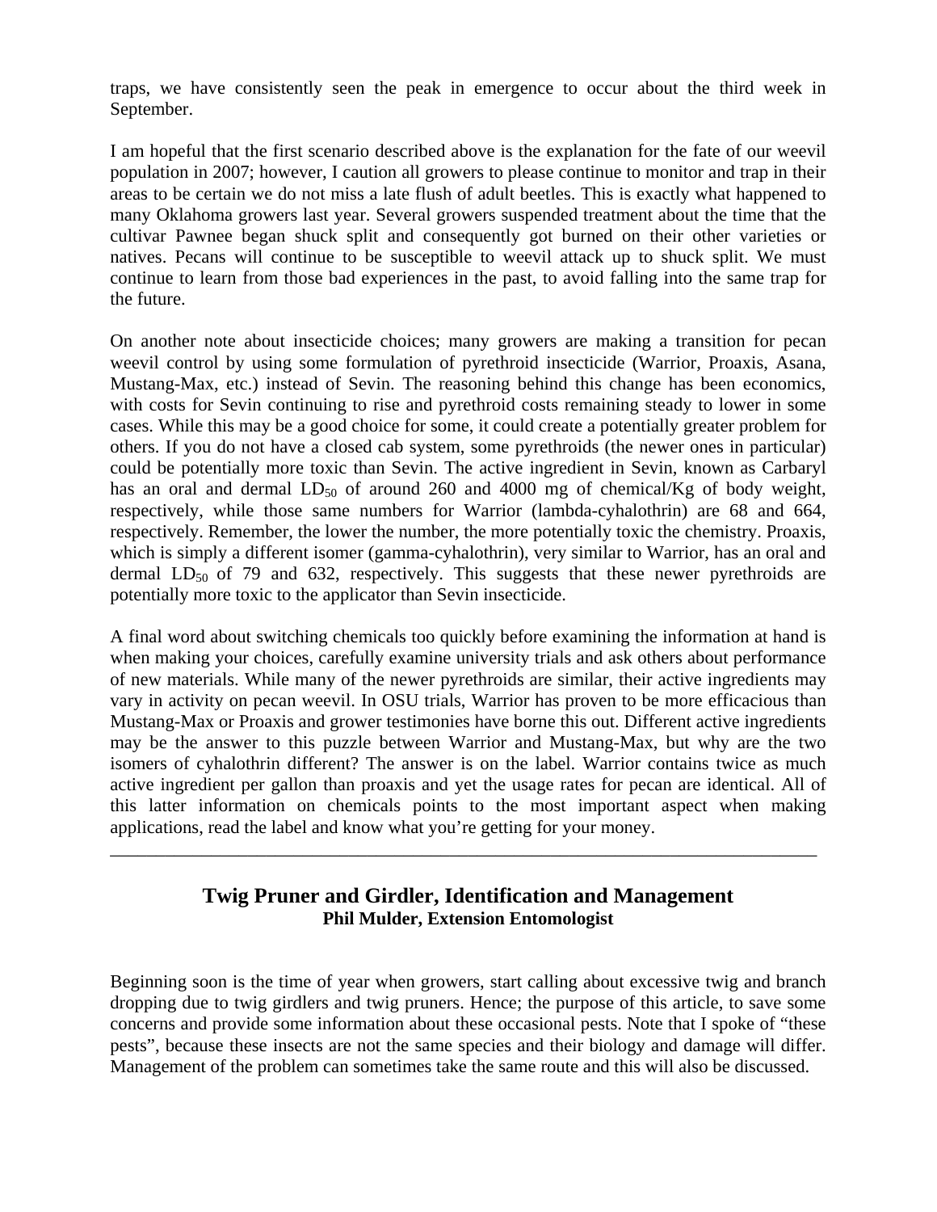traps, we have consistently seen the peak in emergence to occur about the third week in September.

I am hopeful that the first scenario described above is the explanation for the fate of our weevil population in 2007; however, I caution all growers to please continue to monitor and trap in their areas to be certain we do not miss a late flush of adult beetles. This is exactly what happened to many Oklahoma growers last year. Several growers suspended treatment about the time that the cultivar Pawnee began shuck split and consequently got burned on their other varieties or natives. Pecans will continue to be susceptible to weevil attack up to shuck split. We must continue to learn from those bad experiences in the past, to avoid falling into the same trap for the future.

On another note about insecticide choices; many growers are making a transition for pecan weevil control by using some formulation of pyrethroid insecticide (Warrior, Proaxis, Asana, Mustang-Max, etc.) instead of Sevin. The reasoning behind this change has been economics, with costs for Sevin continuing to rise and pyrethroid costs remaining steady to lower in some cases. While this may be a good choice for some, it could create a potentially greater problem for others. If you do not have a closed cab system, some pyrethroids (the newer ones in particular) could be potentially more toxic than Sevin. The active ingredient in Sevin, known as Carbaryl has an oral and dermal $LD_{50}$ of around 260 and 4000 mg of chemical/Kg of body weight, respectively, while those same numbers for Warrior (lambda-cyhalothrin) are 68 and 664, respectively. Remember, the lower the number, the more potentially toxic the chemistry. Proaxis, which is simply a different isomer (gamma-cyhalothrin), very similar to Warrior, has an oral and dermal $LD_{50}$ of 79 and 632, respectively. This suggests that these newer pyrethroids are potentially more toxic to the applicator than Sevin insecticide.

A final word about switching chemicals too quickly before examining the information at hand is when making your choices, carefully examine university trials and ask others about performance of new materials. While many of the newer pyrethroids are similar, their active ingredients may vary in activity on pecan weevil. In OSU trials, Warrior has proven to be more efficacious than Mustang-Max or Proaxis and grower testimonies have borne this out. Different active ingredients may be the answer to this puzzle between Warrior and Mustang-Max, but why are the two isomers of cyhalothrin different? The answer is on the label. Warrior contains twice as much active ingredient per gallon than proaxis and yet the usage rates for pecan are identical. All of this latter information on chemicals points to the most important aspect when making applications, read the label and know what you're getting for your money.

---

## Twig Pruner and Girdler, Identification and Management

**Phil Mulder, Extension Entomologist**

Beginning soon is the time of year when growers, start calling about excessive twig and branch dropping due to twig girdlers and twig pruners. Hence; the purpose of this article, to save some concerns and provide some information about these occasional pests. Note that I spoke of "these pests", because these insects are not the same species and their biology and damage will differ. Management of the problem can sometimes take the same route and this will also be discussed.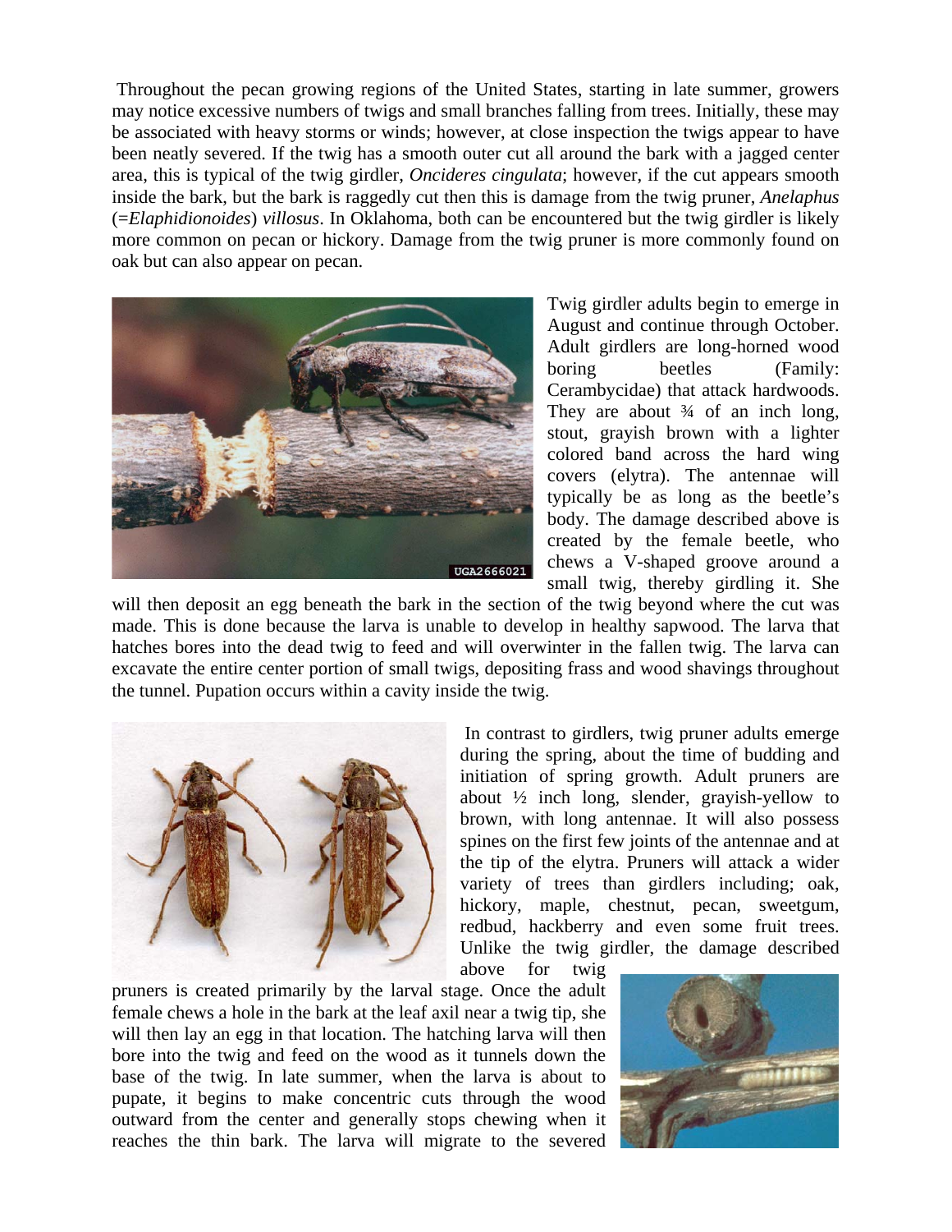Throughout the pecan growing regions of the United States, starting in late summer, growers may notice excessive numbers of twigs and small branches falling from trees. Initially, these may be associated with heavy storms or winds; however, at close inspection the twigs appear to have been neatly severed. If the twig has a smooth outer cut all around the bark with a jagged center area, this is typical of the twig girdler, *Oncideres cingulata*; however, if the cut appears smooth inside the bark, but the bark is raggedly cut then this is damage from the twig pruner, *Anelaphus* (=*Elaphidionoides*) *villosus*. In Oklahoma, both can be encountered but the twig girdler is likely more common on pecan or hickory. Damage from the twig pruner is more commonly found on oak but can also appear on pecan.

Twig girdler adults begin to emerge in August and continue through October. Adult girdlers are long-horned wood boring beetles (Family: Cerambycidae) that attack hardwoods. They are about ¾ of an inch long, stout, grayish brown with a lighter colored band across the hard wing covers (elytra). The antennae will typically be as long as the beetle's body. The damage described above is created by the female beetle, who chews a V-shaped groove around a small twig, thereby girdling it. She will then deposit an egg beneath the bark in the section of the twig beyond where the cut was made. This is done because the larva is unable to develop in healthy sapwood. The larva that hatches bores into the dead twig to feed and will overwinter in the fallen twig. The larva can excavate the entire center portion of small twigs, depositing frass and wood shavings throughout the tunnel. Pupation occurs within a cavity inside the twig.

In contrast to girdlers, twig pruner adults emerge during the spring, about the time of budding and initiation of spring growth. Adult pruners are about ½ inch long, slender, grayish-yellow to brown, with long antennae. It will also possess spines on the first few joints of the antennae and at the tip of the elytra. Pruners will attack a wider variety of trees than girdlers including; oak, hickory, maple, chestnut, pecan, sweetgum, redbud, hackberry and even some fruit trees. Unlike the twig girdler, the damage described above for twig pruners is created primarily by the larval stage. Once the adult female chews a hole in the bark at the leaf axil near a twig tip, she will then lay an egg in that location. The hatching larva will then bore into the twig and feed on the wood as it tunnels down the base of the twig. In late summer, when the larva is about to pupate, it begins to make concentric cuts through the wood outward from the center and generally stops chewing when it reaches the thin bark. The larva will migrate to the severed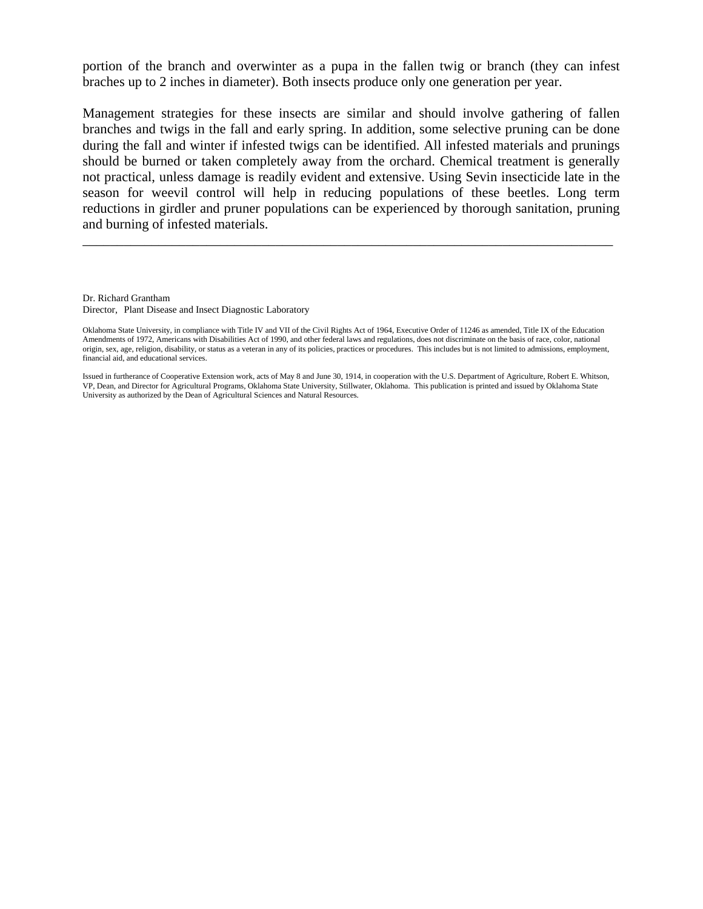portion of the branch and overwinter as a pupa in the fallen twig or branch (they can infest braches up to 2 inches in diameter). Both insects produce only one generation per year.

Management strategies for these insects are similar and should involve gathering of fallen branches and twigs in the fall and early spring. In addition, some selective pruning can be done during the fall and winter if infested twigs can be identified. All infested materials and prunings should be burned or taken completely away from the orchard. Chemical treatment is generally not practical, unless damage is readily evident and extensive. Using Sevin insecticide late in the season for weevil control will help in reducing populations of these beetles. Long term reductions in girdler and pruner populations can be experienced by thorough sanitation, pruning and burning of infested materials.

---

Dr. Richard Grantham
Director, Plant Disease and Insect Diagnostic Laboratory

Oklahoma State University, in compliance with Title IV and VII of the Civil Rights Act of 1964, Executive Order of 11246 as amended, Title IX of the Education Amendments of 1972, Americans with Disabilities Act of 1990, and other federal laws and regulations, does not discriminate on the basis of race, color, national origin, sex, age, religion, disability, or status as a veteran in any of its policies, practices or procedures. This includes but is not limited to admissions, employment, financial aid, and educational services.

Issued in furtherance of Cooperative Extension work, acts of May 8 and June 30, 1914, in cooperation with the U.S. Department of Agriculture, Robert E. Whitson, VP, Dean, and Director for Agricultural Programs, Oklahoma State University, Stillwater, Oklahoma. This publication is printed and issued by Oklahoma State University as authorized by the Dean of Agricultural Sciences and Natural Resources.